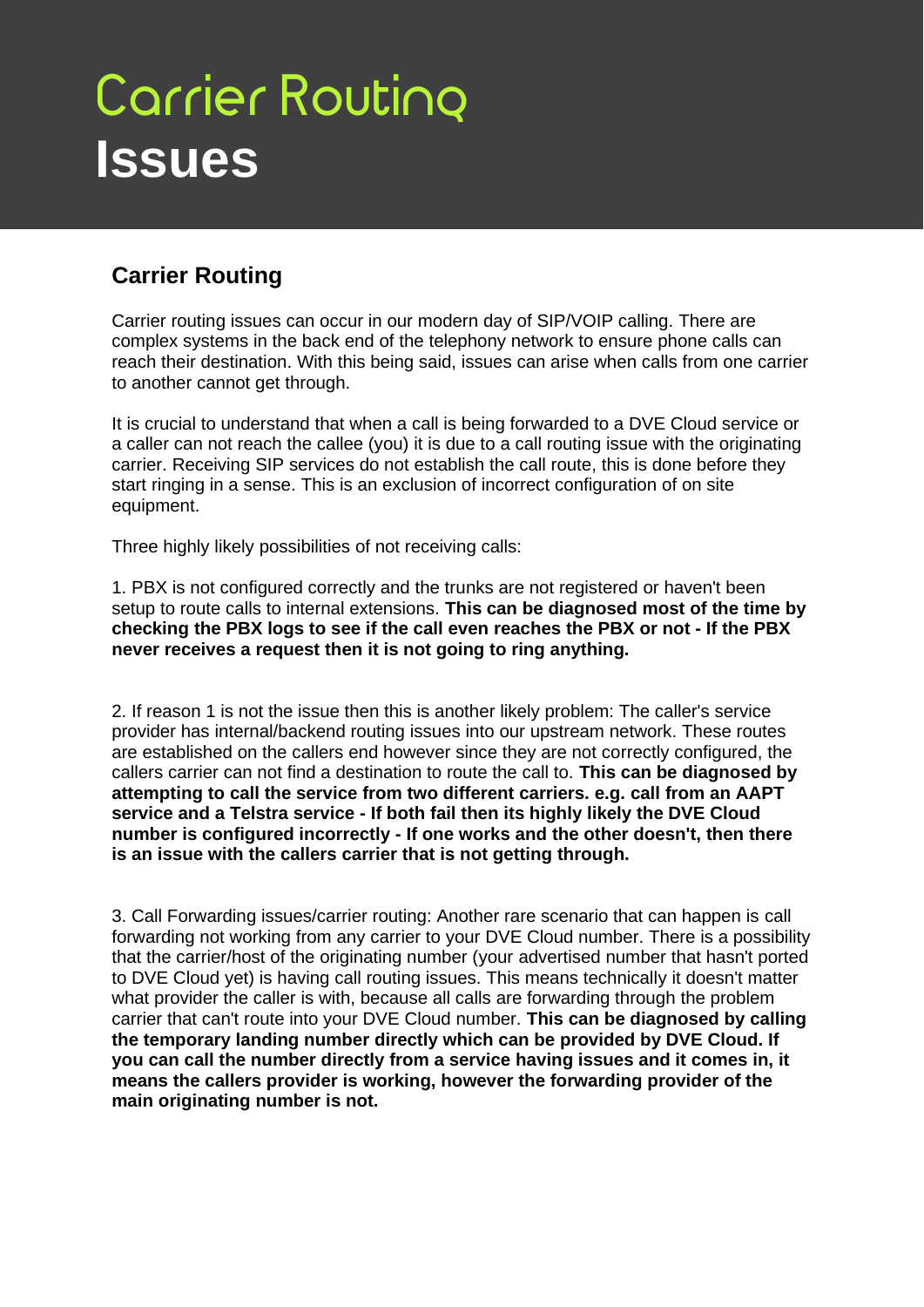# Carrier Routing Issues

## Carrier Routing

Carrier routing issues can occur in our modern day of SIP/VOIP calling. There are complex systems in the back end of the telephony network to ensure phone calls can reach their destination. With this being said, issues can arise when calls from one carrier to another cannot get through.

It is crucial to understand that when a call is being forwarded to a DVE Cloud service or a caller can not reach the callee (you) it is due to a call routing issue with the originating carrier. Receiving SIP services do not establish the call route, this is done before they start ringing in a sense. This is an exclusion of incorrect configuration of on site equipment.

Three highly likely possibilities of not receiving calls:

1. PBX is not configured correctly and the trunks are not registered or haven't been setup to route calls to internal extensions. **This can be diagnosed most of the time by checking the PBX logs to see if the call even reaches the PBX or not - If the PBX never receives a request then it is not going to ring anything.**

2. If reason 1 is not the issue then this is another likely problem: The caller's service provider has internal/backend routing issues into our upstream network. These routes are established on the callers end however since they are not correctly configured, the callers carrier can not find a destination to route the call to. **This can be diagnosed by attempting to call the service from two different carriers. e.g. call from an AAPT service and a Telstra service - If both fail then its highly likely the DVE Cloud number is configured incorrectly - If one works and the other doesn't, then there is an issue with the callers carrier that is not getting through.**

3. Call Forwarding issues/carrier routing: Another rare scenario that can happen is call forwarding not working from any carrier to your DVE Cloud number. There is a possibility that the carrier/host of the originating number (your advertised number that hasn't ported to DVE Cloud yet) is having call routing issues. This means technically it doesn't matter what provider the caller is with, because all calls are forwarding through the problem carrier that can't route into your DVE Cloud number. **This can be diagnosed by calling the temporary landing number directly which can be provided by DVE Cloud. If you can call the number directly from a service having issues and it comes in, it means the callers provider is working, however the forwarding provider of the main originating number is not.**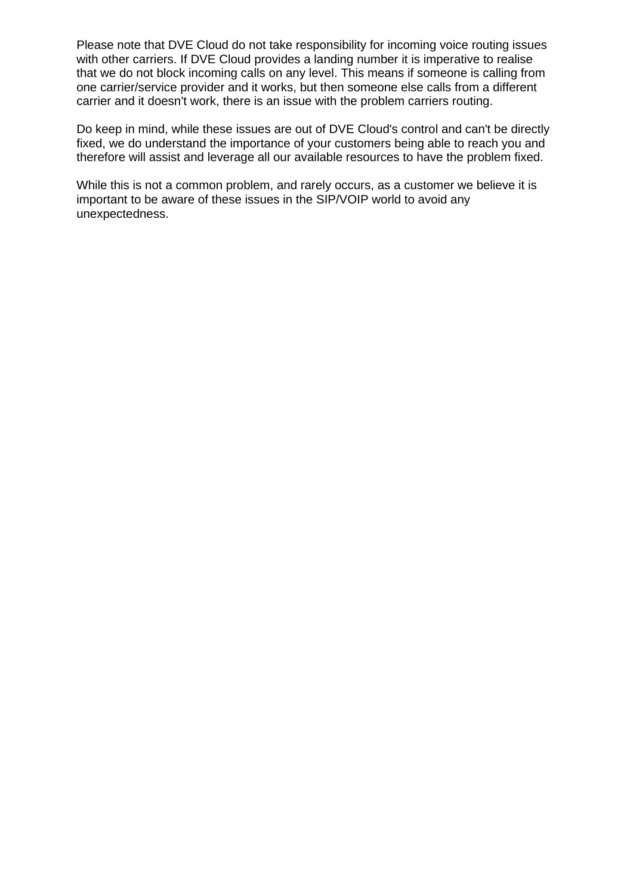Please note that DVE Cloud do not take responsibility for incoming voice routing issues with other carriers. If DVE Cloud provides a landing number it is imperative to realise that we do not block incoming calls on any level. This means if someone is calling from one carrier/service provider and it works, but then someone else calls from a different carrier and it doesn't work, there is an issue with the problem carriers routing.

Do keep in mind, while these issues are out of DVE Cloud's control and can't be directly fixed, we do understand the importance of your customers being able to reach you and therefore will assist and leverage all our available resources to have the problem fixed.

While this is not a common problem, and rarely occurs, as a customer we believe it is important to be aware of these issues in the SIP/VOIP world to avoid any unexpectedness.